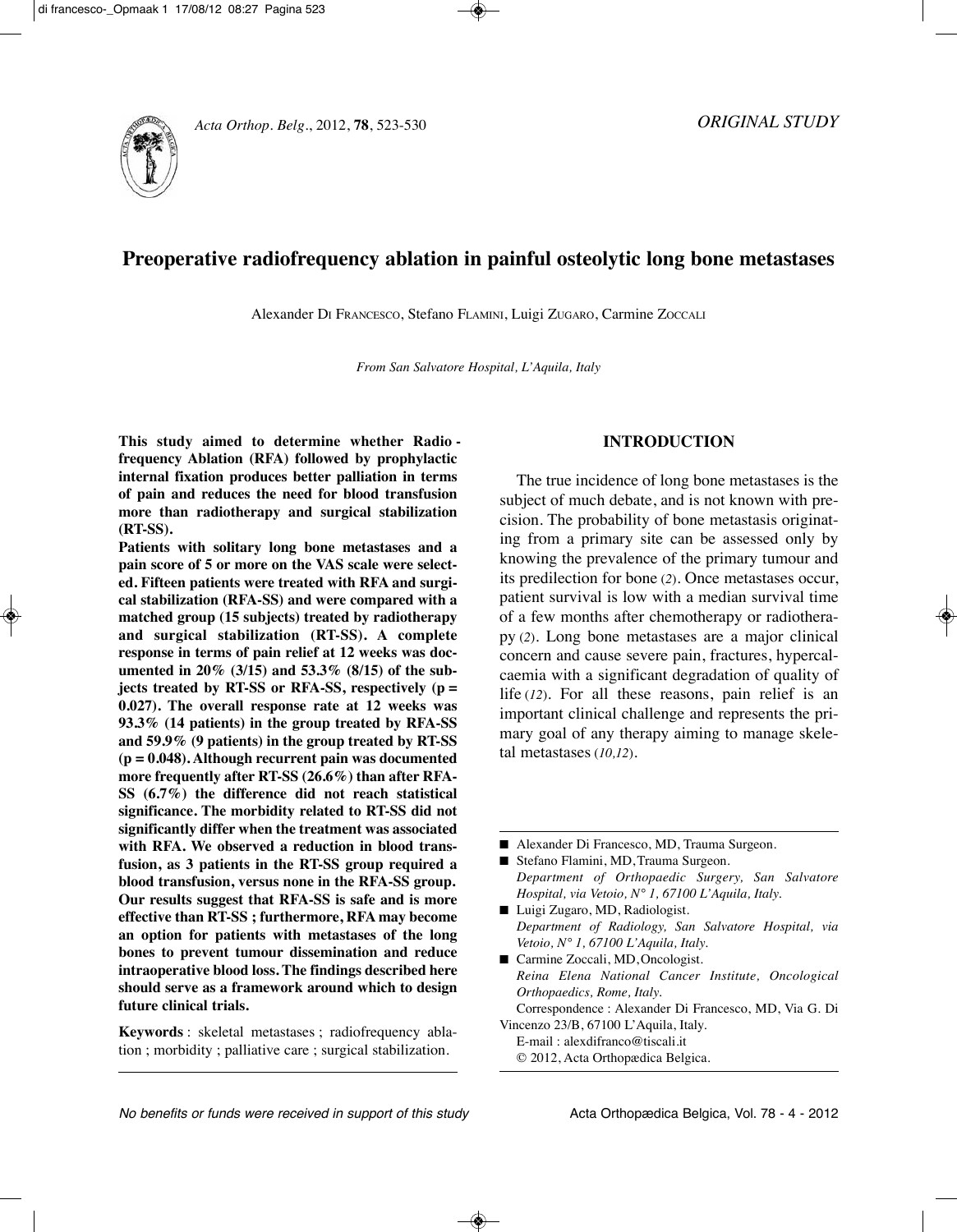*ORIGINAL STUDY*

# Preoperative radiofrequency ablation in painful osteolytic long bone metastases

Alexander Di Francesco, Stefano Flamini, Luigi Zugaro, Carmine Zoccali

*From San Salvatore Hospital, L'Aquila, Italy*

**This study aimed to determine whether Radiofrequency Ablation (RFA) followed by prophylactic internal fixation produces better palliation in terms of pain and reduces the need for blood transfusion more than radiotherapy and surgical stabilization (RT-SS).**

**Patients with solitary long bone metastases and a pain score of 5 or more on the VAS scale were selected. Fifteen patients were treated with RFA and surgical stabilization (RFA-SS) and were compared with a matched group (15 subjects) treated by radiotherapy and surgical stabilization (RT-SS). A complete response in terms of pain relief at 12 weeks was documented in 20% (3/15) and 53.3% (8/15) of the subjects treated by RT-SS or RFA-SS, respectively ($p = 0.027$). The overall response rate at 12 weeks was 93.3% (14 patients) in the group treated by RFA-SS and 59.9% (9 patients) in the group treated by RT-SS ($p = 0.048$). Although recurrent pain was documented more frequently after RT-SS (26.6%) than after RFA-SS (6.7%) the difference did not reach statistical significance. The morbidity related to RT-SS did not significantly differ when the treatment was associated with RFA. We observed a reduction in blood transfusion, as 3 patients in the RT-SS group required a blood transfusion, versus none in the RFA-SS group. Our results suggest that RFA-SS is safe and is more effective than RT-SS ; furthermore, RFA may become an option for patients with metastases of the long bones to prevent tumour dissemination and reduce intraoperative blood loss. The findings described here should serve as a framework around which to design future clinical trials.**

**Keywords** : skeletal metastases ; radiofrequency ablation ; morbidity ; palliative care ; surgical stabilization.

## INTRODUCTION

The true incidence of long bone metastases is the subject of much debate, and is not known with precision. The probability of bone metastasis originating from a primary site can be assessed only by knowing the prevalence of the primary tumour and its predilection for bone (*2*). Once metastases occur, patient survival is low with a median survival time of a few months after chemotherapy or radiotherapy (*2*). Long bone metastases are a major clinical concern and cause severe pain, fractures, hypercalcaemia with a significant degradation of quality of life (*12*). For all these reasons, pain relief is an important clinical challenge and represents the primary goal of any therapy aiming to manage skeletal metastases (*10,12*).

---

- Alexander Di Francesco, MD, Trauma Surgeon.
- Stefano Flamini, MD, Trauma Surgeon.
  *Department of Orthopaedic Surgery, San Salvatore Hospital, via Vetoio, N° 1, 67100 L'Aquila, Italy.*
- Luigi Zugaro, MD, Radiologist.
  *Department of Radiology, San Salvatore Hospital, via Vetoio, N° 1, 67100 L'Aquila, Italy.*
- Carmine Zoccali, MD, Oncologist.
  *Reina Elena National Cancer Institute, Oncological Orthopaedics, Rome, Italy.*

Correspondence : Alexander Di Francesco, MD, Via G. Di Vincenzo 23/B, 67100 L'Aquila, Italy.
E-mail : alexdifranco@tiscali.it
© 2012, Acta Orthopædica Belgica.

*No benefits or funds were received in support of this study*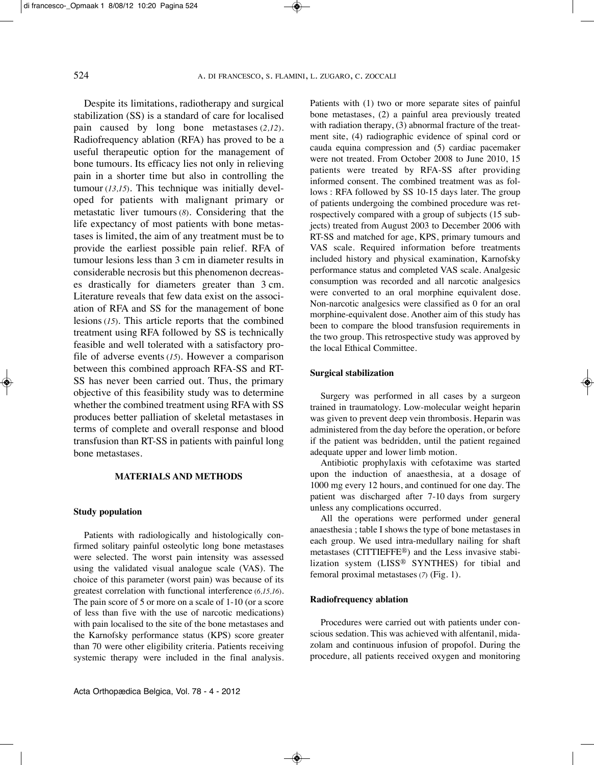Despite its limitations, radiotherapy and surgical stabilization (SS) is a standard of care for localised pain caused by long bone metastases (*2,12*). Radiofrequency ablation (RFA) has proved to be a useful therapeutic option for the management of bone tumours. Its efficacy lies not only in relieving pain in a shorter time but also in controlling the tumour (*13,15*). This technique was initially developed for patients with malignant primary or metastatic liver tumours (*8*). Considering that the life expectancy of most patients with bone metastases is limited, the aim of any treatment must be to provide the earliest possible pain relief. RFA of tumour lesions less than 3 cm in diameter results in considerable necrosis but this phenomenon decreases drastically for diameters greater than 3 cm. Literature reveals that few data exist on the association of RFA and SS for the management of bone lesions (*15*). This article reports that the combined treatment using RFA followed by SS is technically feasible and well tolerated with a satisfactory profile of adverse events (*15*). However a comparison between this combined approach RFA-SS and RT-SS has never been carried out. Thus, the primary objective of this feasibility study was to determine whether the combined treatment using RFA with SS produces better palliation of skeletal metastases in terms of complete and overall response and blood transfusion than RT-SS in patients with painful long bone metastases.

## MATERIALS AND METHODS

### Study population

Patients with radiologically and histologically confirmed solitary painful osteolytic long bone metastases were selected. The worst pain intensity was assessed using the validated visual analogue scale (VAS). The choice of this parameter (worst pain) was because of its greatest correlation with functional interference (*6,15,16*). The pain score of 5 or more on a scale of 1-10 (or a score of less than five with the use of narcotic medications) with pain localised to the site of the bone metastases and the Karnofsky performance status (KPS) score greater than 70 were other eligibility criteria. Patients receiving systemic therapy were included in the final analysis. Patients with (1) two or more separate sites of painful bone metastases, (2) a painful area previously treated with radiation therapy, (3) abnormal fracture of the treatment site, (4) radiographic evidence of spinal cord or cauda equina compression and (5) cardiac pacemaker were not treated. From October 2008 to June 2010, 15 patients were treated by RFA-SS after providing informed consent. The combined treatment was as follows : RFA followed by SS 10-15 days later. The group of patients undergoing the combined procedure was retrospectively compared with a group of subjects (15 subjects) treated from August 2003 to December 2006 with RT-SS and matched for age, KPS, primary tumours and VAS scale. Required information before treatments included history and physical examination, Karnofsky performance status and completed VAS scale. Analgesic consumption was recorded and all narcotic analgesics were converted to an oral morphine equivalent dose. Non-narcotic analgesics were classified as 0 for an oral morphine-equivalent dose. Another aim of this study has been to compare the blood transfusion requirements in the two group. This retrospective study was approved by the local Ethical Committee.

### Surgical stabilization

Surgery was performed in all cases by a surgeon trained in traumatology. Low-molecular weight heparin was given to prevent deep vein thrombosis. Heparin was administered from the day before the operation, or before if the patient was bedridden, until the patient regained adequate upper and lower limb motion.

Antibiotic prophylaxis with cefotaxime was started upon the induction of anaesthesia, at a dosage of 1000 mg every 12 hours, and continued for one day. The patient was discharged after 7-10 days from surgery unless any complications occurred.

All the operations were performed under general anaesthesia ; table I shows the type of bone metastases in each group. We used intra-medullary nailing for shaft metastases (CITTIEFFE®) and the Less invasive stabilization system (LISS® SYNTHES) for tibial and femoral proximal metastases (*7*) (Fig. 1).

### Radiofrequency ablation

Procedures were carried out with patients under conscious sedation. This was achieved with alfentanil, midazolam and continuous infusion of propofol. During the procedure, all patients received oxygen and monitoring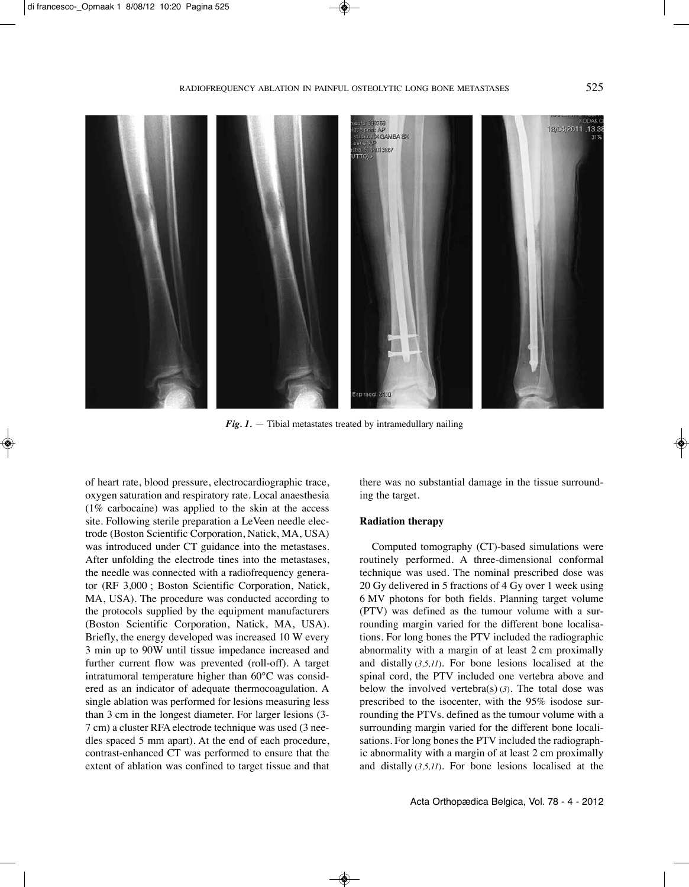*Fig. 1.* — Tibial metastates treated by intramedullary nailing

of heart rate, blood pressure, electrocardiographic trace, oxygen saturation and respiratory rate. Local anaesthesia (1% carbocaine) was applied to the skin at the access site. Following sterile preparation a LeVeen needle electrode (Boston Scientific Corporation, Natick, MA, USA) was introduced under CT guidance into the metastases. After unfolding the electrode tines into the metastases, the needle was connected with a radiofrequency generator (RF 3,000 ; Boston Scientific Corporation, Natick, MA, USA). The procedure was conducted according to the protocols supplied by the equipment manufacturers (Boston Scientific Corporation, Natick, MA, USA). Briefly, the energy developed was increased 10 W every 3 min up to 90W until tissue impedance increased and further current flow was prevented (roll-off). A target intratumoral temperature higher than 60°C was considered as an indicator of adequate thermocoagulation. A single ablation was performed for lesions measuring less than 3 cm in the longest diameter. For larger lesions (3-7 cm) a cluster RFA electrode technique was used (3 needles spaced 5 mm apart). At the end of each procedure, contrast-enhanced CT was performed to ensure that the extent of ablation was confined to target tissue and that there was no substantial damage in the tissue surrounding the target.

**Radiation therapy**

Computed tomography (CT)-based simulations were routinely performed. A three-dimensional conformal technique was used. The nominal prescribed dose was 20 Gy delivered in 5 fractions of 4 Gy over 1 week using 6 MV photons for both fields. Planning target volume (PTV) was defined as the tumour volume with a surrounding margin varied for the different bone localisations. For long bones the PTV included the radiographic abnormality with a margin of at least 2 cm proximally and distally (3,5,11). For bone lesions localised at the spinal cord, the PTV included one vertebra above and below the involved vertebra(s) (3). The total dose was prescribed to the isocenter, with the 95% isodose surrounding the PTVs. defined as the tumour volume with a surrounding margin varied for the different bone localisations. For long bones the PTV included the radiographic abnormality with a margin of at least 2 cm proximally and distally (3,5,11). For bone lesions localised at the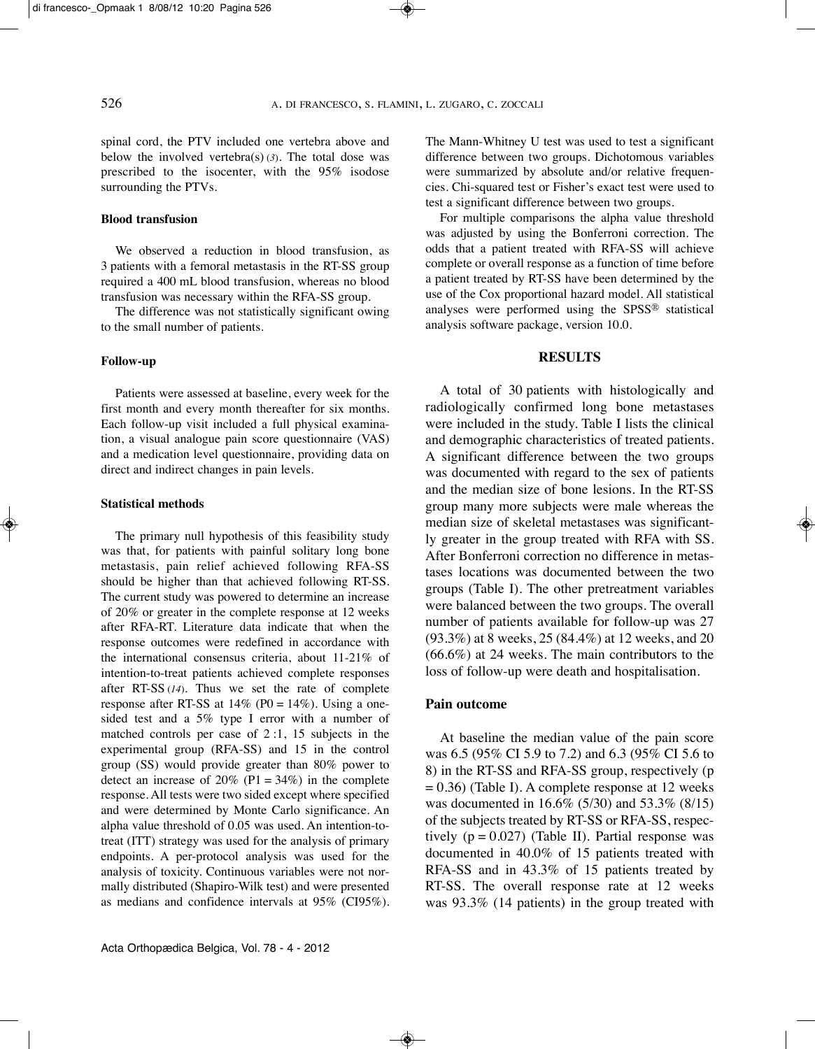spinal cord, the PTV included one vertebra above and below the involved vertebra(s) (*3*). The total dose was prescribed to the isocenter, with the 95% isodose surrounding the PTVs.

### Blood transfusion

We observed a reduction in blood transfusion, as 3 patients with a femoral metastasis in the RT-SS group required a 400 mL blood transfusion, whereas no blood transfusion was necessary within the RFA-SS group.

The difference was not statistically significant owing to the small number of patients.

### Follow-up

Patients were assessed at baseline, every week for the first month and every month thereafter for six months. Each follow-up visit included a full physical examination, a visual analogue pain score questionnaire (VAS) and a medication level questionnaire, providing data on direct and indirect changes in pain levels.

### Statistical methods

The primary null hypothesis of this feasibility study was that, for patients with painful solitary long bone metastasis, pain relief achieved following RFA-SS should be higher than that achieved following RT-SS. The current study was powered to determine an increase of 20% or greater in the complete response at 12 weeks after RFA-RT. Literature data indicate that when the response outcomes were redefined in accordance with the international consensus criteria, about 11-21% of intention-to-treat patients achieved complete responses after RT-SS (*14*). Thus we set the rate of complete response after RT-SS at 14% ($P0 = 14\%$). Using a one-sided test and a 5% type I error with a number of matched controls per case of 2 :1, 15 subjects in the experimental group (RFA-SS) and 15 in the control group (SS) would provide greater than 80% power to detect an increase of 20% ($P1 = 34\%$) in the complete response. All tests were two sided except where specified and were determined by Monte Carlo significance. An alpha value threshold of 0.05 was used. An intention-to-treat (ITT) strategy was used for the analysis of primary endpoints. A per-protocol analysis was used for the analysis of toxicity. Continuous variables were not normally distributed (Shapiro-Wilk test) and were presented as medians and confidence intervals at 95% (CI95%). The Mann-Whitney U test was used to test a significant difference between two groups. Dichotomous variables were summarized by absolute and/or relative frequencies. Chi-squared test or Fisher's exact test were used to test a significant difference between two groups.

For multiple comparisons the alpha value threshold was adjusted by using the Bonferroni correction. The odds that a patient treated with RFA-SS will achieve complete or overall response as a function of time before a patient treated by RT-SS have been determined by the use of the Cox proportional hazard model. All statistical analyses were performed using the SPSS® statistical analysis software package, version 10.0.

## RESULTS

A total of 30 patients with histologically and radiologically confirmed long bone metastases were included in the study. Table I lists the clinical and demographic characteristics of treated patients. A significant difference between the two groups was documented with regard to the sex of patients and the median size of bone lesions. In the RT-SS group many more subjects were male whereas the median size of skeletal metastases was significantly greater in the group treated with RFA with SS. After Bonferroni correction no difference in metastases locations was documented between the two groups (Table I). The other pretreatment variables were balanced between the two groups. The overall number of patients available for follow-up was 27 (93.3%) at 8 weeks, 25 (84.4%) at 12 weeks, and 20 (66.6%) at 24 weeks. The main contributors to the loss of follow-up were death and hospitalisation.

### Pain outcome

At baseline the median value of the pain score was 6.5 (95% CI 5.9 to 7.2) and 6.3 (95% CI 5.6 to 8) in the RT-SS and RFA-SS group, respectively ($p = 0.36$) (Table I). A complete response at 12 weeks was documented in 16.6% (5/30) and 53.3% (8/15) of the subjects treated by RT-SS or RFA-SS, respectively ($p = 0.027$) (Table II). Partial response was documented in 40.0% of 15 patients treated with RFA-SS and in 43.3% of 15 patients treated by RT-SS. The overall response rate at 12 weeks was 93.3% (14 patients) in the group treated with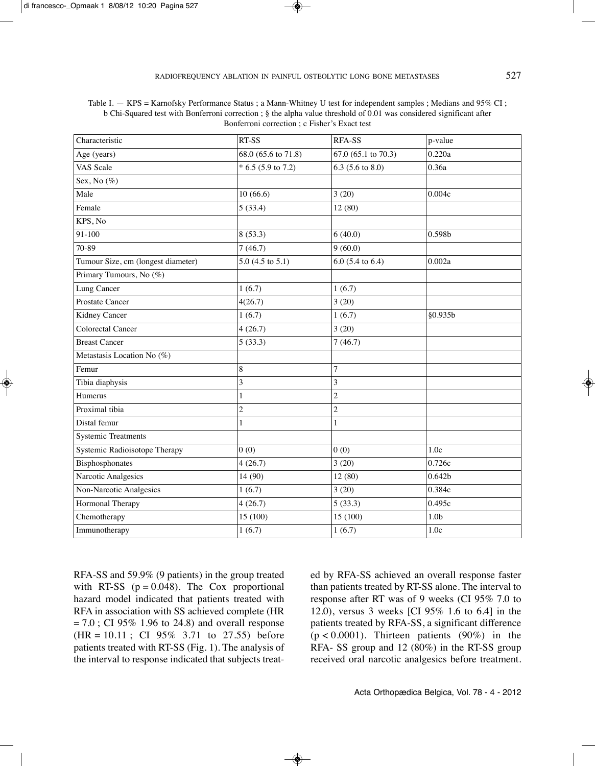Table I. — KPS = Karnofsky Performance Status ; a Mann-Whitney U test for independent samples ; Medians and 95% CI ; b Chi-Squared test with Bonferroni correction ; § the alpha value threshold of 0.01 was considered significant after Bonferroni correction ; c Fisher's Exact test

| Characteristic | RT-SS | RFA-SS | p-value |
|---|---|---|---|
| Age (years) | 68.0 (65.6 to 71.8) | 67.0 (65.1 to 70.3) | 0.220a |
| VAS Scale | * 6.5 (5.9 to 7.2) | 6.3 (5.6 to 8.0) | 0.36a |
| Sex, No (%) | | | |
| Male | 10 (66.6) | 3 (20) | 0.004c |
| Female | 5 (33.4) | 12 (80) | |
| KPS, No | | | |
| 91-100 | 8 (53.3) | 6 (40.0) | 0.598b |
| 70-89 | 7 (46.7) | 9 (60.0) | |
| Tumour Size, cm (longest diameter) | 5.0 (4.5 to 5.1) | 6.0 (5.4 to 6.4) | 0.002a |
| Primary Tumours, No (%) | | | |
| Lung Cancer | 1 (6.7) | 1 (6.7) | |
| Prostate Cancer | 4(26.7) | 3 (20) | |
| Kidney Cancer | 1 (6.7) | 1 (6.7) | §0.935b |
| Colorectal Cancer | 4 (26.7) | 3 (20) | |
| Breast Cancer | 5 (33.3) | 7 (46.7) | |
| Metastasis Location No (%) | | | |
| Femur | 8 | 7 | |
| Tibia diaphysis | 3 | 3 | |
| Humerus | 1 | 2 | |
| Proximal tibia | 2 | 2 | |
| Distal femur | 1 | 1 | |
| Systemic Treatments | | | |
| Systemic Radioisotope Therapy | 0 (0) | 0 (0) | 1.0c |
| Bisphosphonates | 4 (26.7) | 3 (20) | 0.726c |
| Narcotic Analgesics | 14 (90) | 12 (80) | 0.642b |
| Non-Narcotic Analgesics | 1 (6.7) | 3 (20) | 0.384c |
| Hormonal Therapy | 4 (26.7) | 5 (33.3) | 0.495c |
| Chemotherapy | 15 (100) | 15 (100) | 1.0b |
| Immunotherapy | 1 (6.7) | 1 (6.7) | 1.0c |

RFA-SS and 59.9% (9 patients) in the group treated with RT-SS ($p = 0.048$). The Cox proportional hazard model indicated that patients treated with RFA in association with SS achieved complete (HR = 7.0 ; CI 95% 1.96 to 24.8) and overall response (HR = 10.11 ; CI 95% 3.71 to 27.55) before patients treated with RT-SS (Fig. 1). The analysis of the interval to response indicated that subjects treated by RFA-SS achieved an overall response faster than patients treated by RT-SS alone. The interval to response after RT was of 9 weeks (CI 95% 7.0 to 12.0), versus 3 weeks [CI 95% 1.6 to 6.4] in the patients treated by RFA-SS, a significant difference ($p < 0.0001$). Thirteen patients (90%) in the RFA- SS group and 12 (80%) in the RT-SS group received oral narcotic analgesics before treatment.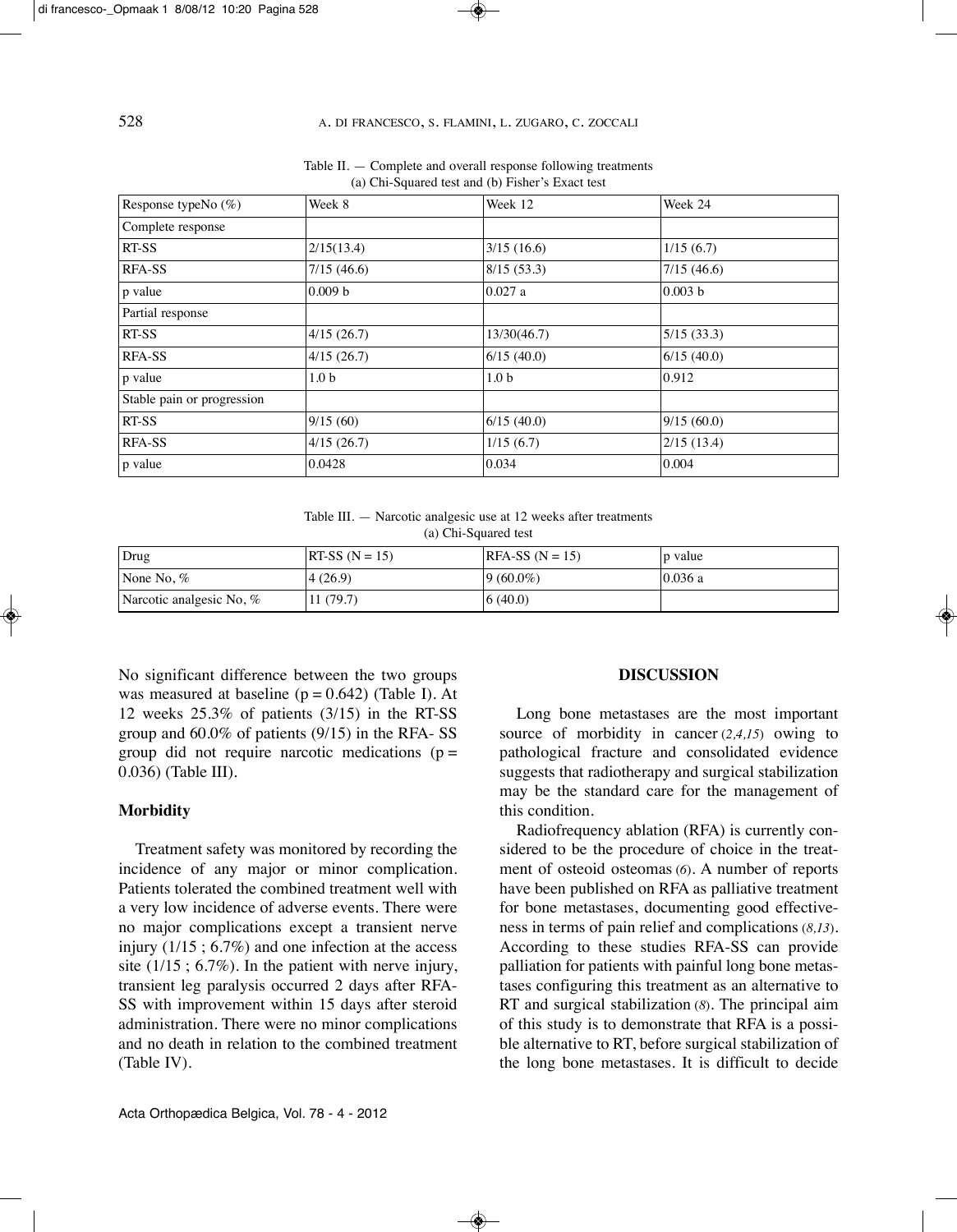Table II. — Complete and overall response following treatments
(a) Chi-Squared test and (b) Fisher's Exact test

| Response typeNo (%) | Week 8 | Week 12 | Week 24 |
|---|---|---|---|
| Complete response | | | |
| RT-SS | 2/15(13.4) | 3/15 (16.6) | 1/15 (6.7) |
| RFA-SS | 7/15 (46.6) | 8/15 (53.3) | 7/15 (46.6) |
| p value | 0.009 b | 0.027 a | 0.003 b |
| Partial response | | | |
| RT-SS | 4/15 (26.7) | 13/30(46.7) | 5/15 (33.3) |
| RFA-SS | 4/15 (26.7) | 6/15 (40.0) | 6/15 (40.0) |
| p value | 1.0 b | 1.0 b | 0.912 |
| Stable pain or progression | | | |
| RT-SS | 9/15 (60) | 6/15 (40.0) | 9/15 (60.0) |
| RFA-SS | 4/15 (26.7) | 1/15 (6.7) | 2/15 (13.4) |
| p value | 0.0428 | 0.034 | 0.004 |

Table III. — Narcotic analgesic use at 12 weeks after treatments
(a) Chi-Squared test

| Drug | RT-SS (N = 15) | RFA-SS (N = 15) | p value |
|---|---|---|---|
| None No, % | 4 (26.9) | 9 (60.0%) | 0.036 a |
| Narcotic analgesic No, % | 11 (79.7) | 6 (40.0) | |

No significant difference between the two groups was measured at baseline ($p = 0.642$) (Table I). At 12 weeks 25.3% of patients (3/15) in the RT-SS group and 60.0% of patients (9/15) in the RFA- SS group did not require narcotic medications ($p = 0.036$) (Table III).

### Morbidity

Treatment safety was monitored by recording the incidence of any major or minor complication. Patients tolerated the combined treatment well with a very low incidence of adverse events. There were no major complications except a transient nerve injury (1/15 ; 6.7%) and one infection at the access site (1/15 ; 6.7%). In the patient with nerve injury, transient leg paralysis occurred 2 days after RFA-SS with improvement within 15 days after steroid administration. There were no minor complications and no death in relation to the combined treatment (Table IV).

## DISCUSSION

Long bone metastases are the most important source of morbidity in cancer (*2,4,15*) owing to pathological fracture and consolidated evidence suggests that radiotherapy and surgical stabilization may be the standard care for the management of this condition.

Radiofrequency ablation (RFA) is currently considered to be the procedure of choice in the treatment of osteoid osteomas (*6*). A number of reports have been published on RFA as palliative treatment for bone metastases, documenting good effectiveness in terms of pain relief and complications (*8,13*). According to these studies RFA-SS can provide palliation for patients with painful long bone metastases configuring this treatment as an alternative to RT and surgical stabilization (*8*). The principal aim of this study is to demonstrate that RFA is a possible alternative to RT, before surgical stabilization of the long bone metastases. It is difficult to decide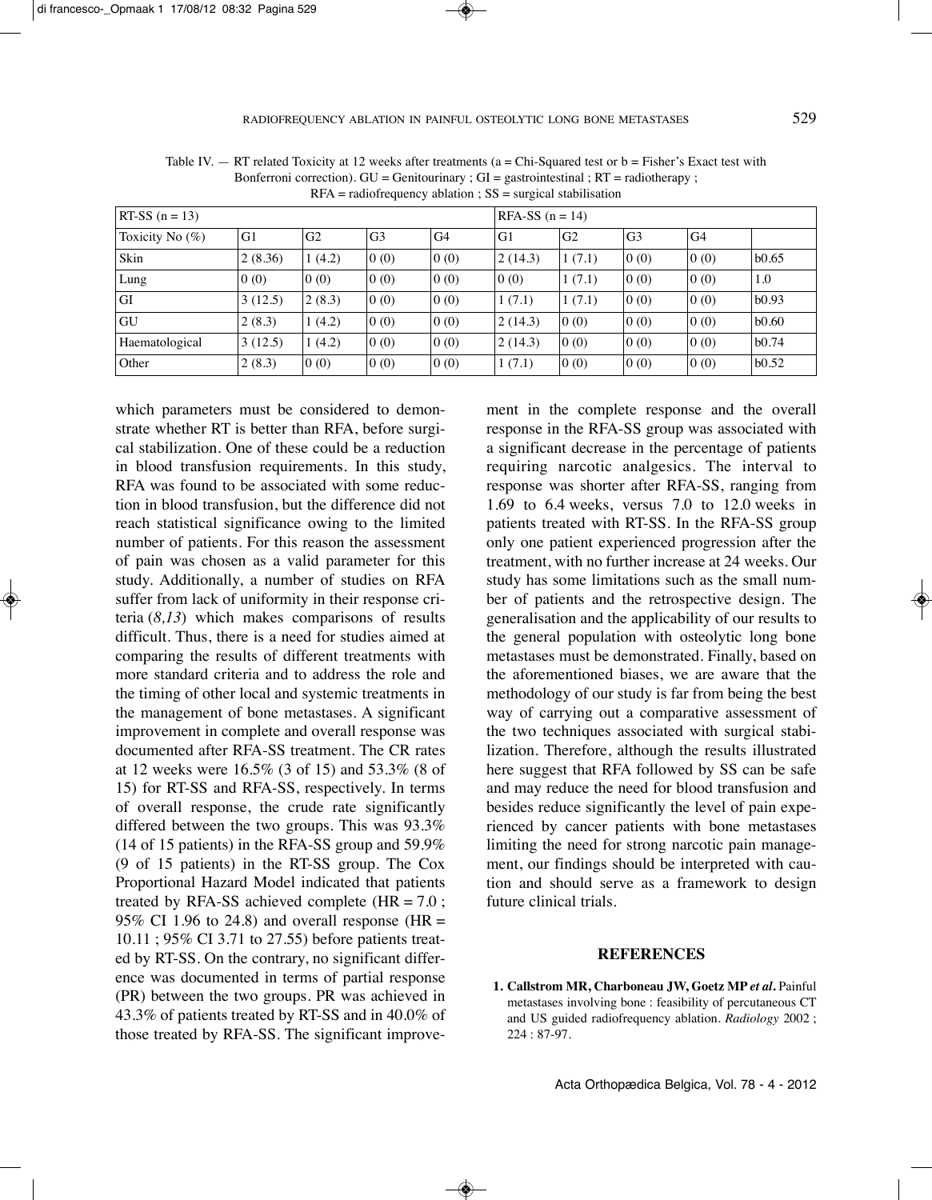Table IV. — RT related Toxicity at 12 weeks after treatments (a = Chi-Squared test or b = Fisher's Exact test with Bonferroni correction). GU = Genitourinary ; GI = gastrointestinal ; RT = radiotherapy ; RFA = radiofrequency ablation ; SS = surgical stabilisation

| RT-SS (n = 13) | | | | | RFA-SS (n = 14) | | | | |
|---|---|---|---|---|---|---|---|---|---|
| Toxicity No (%) | G1 | G2 | G3 | G4 | G1 | G2 | G3 | G4 | |
| Skin | 2 (8.36) | 1 (4.2) | 0 (0) | 0 (0) | 2 (14.3) | 1 (7.1) | 0 (0) | 0 (0) | b0.65 |
| Lung | 0 (0) | 0 (0) | 0 (0) | 0 (0) | 0 (0) | 1 (7.1) | 0 (0) | 0 (0) | 1.0 |
| GI | 3 (12.5) | 2 (8.3) | 0 (0) | 0 (0) | 1 (7.1) | 1 (7.1) | 0 (0) | 0 (0) | b0.93 |
| GU | 2 (8.3) | 1 (4.2) | 0 (0) | 0 (0) | 2 (14.3) | 0 (0) | 0 (0) | 0 (0) | b0.60 |
| Haematological | 3 (12.5) | 1 (4.2) | 0 (0) | 0 (0) | 2 (14.3) | 0 (0) | 0 (0) | 0 (0) | b0.74 |
| Other | 2 (8.3) | 0 (0) | 0 (0) | 0 (0) | 1 (7.1) | 0 (0) | 0 (0) | 0 (0) | b0.52 |

which parameters must be considered to demonstrate whether RT is better than RFA, before surgical stabilization. One of these could be a reduction in blood transfusion requirements. In this study, RFA was found to be associated with some reduction in blood transfusion, but the difference did not reach statistical significance owing to the limited number of patients. For this reason the assessment of pain was chosen as a valid parameter for this study. Additionally, a number of studies on RFA suffer from lack of uniformity in their response criteria (*8,13*) which makes comparisons of results difficult. Thus, there is a need for studies aimed at comparing the results of different treatments with more standard criteria and to address the role and the timing of other local and systemic treatments in the management of bone metastases. A significant improvement in complete and overall response was documented after RFA-SS treatment. The CR rates at 12 weeks were 16.5% (3 of 15) and 53.3% (8 of 15) for RT-SS and RFA-SS, respectively. In terms of overall response, the crude rate significantly differed between the two groups. This was 93.3% (14 of 15 patients) in the RFA-SS group and 59.9% (9 of 15 patients) in the RT-SS group. The Cox Proportional Hazard Model indicated that patients treated by RFA-SS achieved complete (HR = 7.0 ; 95% CI 1.96 to 24.8) and overall response (HR = 10.11 ; 95% CI 3.71 to 27.55) before patients treated by RT-SS. On the contrary, no significant difference was documented in terms of partial response (PR) between the two groups. PR was achieved in 43.3% of patients treated by RT-SS and in 40.0% of those treated by RFA-SS. The significant improvement in the complete response and the overall response in the RFA-SS group was associated with a significant decrease in the percentage of patients requiring narcotic analgesics. The interval to response was shorter after RFA-SS, ranging from 1.69 to 6.4 weeks, versus 7.0 to 12.0 weeks in patients treated with RT-SS. In the RFA-SS group only one patient experienced progression after the treatment, with no further increase at 24 weeks. Our study has some limitations such as the small number of patients and the retrospective design. The generalisation and the applicability of our results to the general population with osteolytic long bone metastases must be demonstrated. Finally, based on the aforementioned biases, we are aware that the methodology of our study is far from being the best way of carrying out a comparative assessment of the two techniques associated with surgical stabilization. Therefore, although the results illustrated here suggest that RFA followed by SS can be safe and may reduce the need for blood transfusion and besides reduce significantly the level of pain experienced by cancer patients with bone metastases limiting the need for strong narcotic pain management, our findings should be interpreted with caution and should serve as a framework to design future clinical trials.

## REFERENCES

1. **Callstrom MR, Charboneau JW, Goetz MP *et al*.** Painful metastases involving bone : feasibility of percutaneous CT and US guided radiofrequency ablation. *Radiology* 2002 ; 224 : 87-97.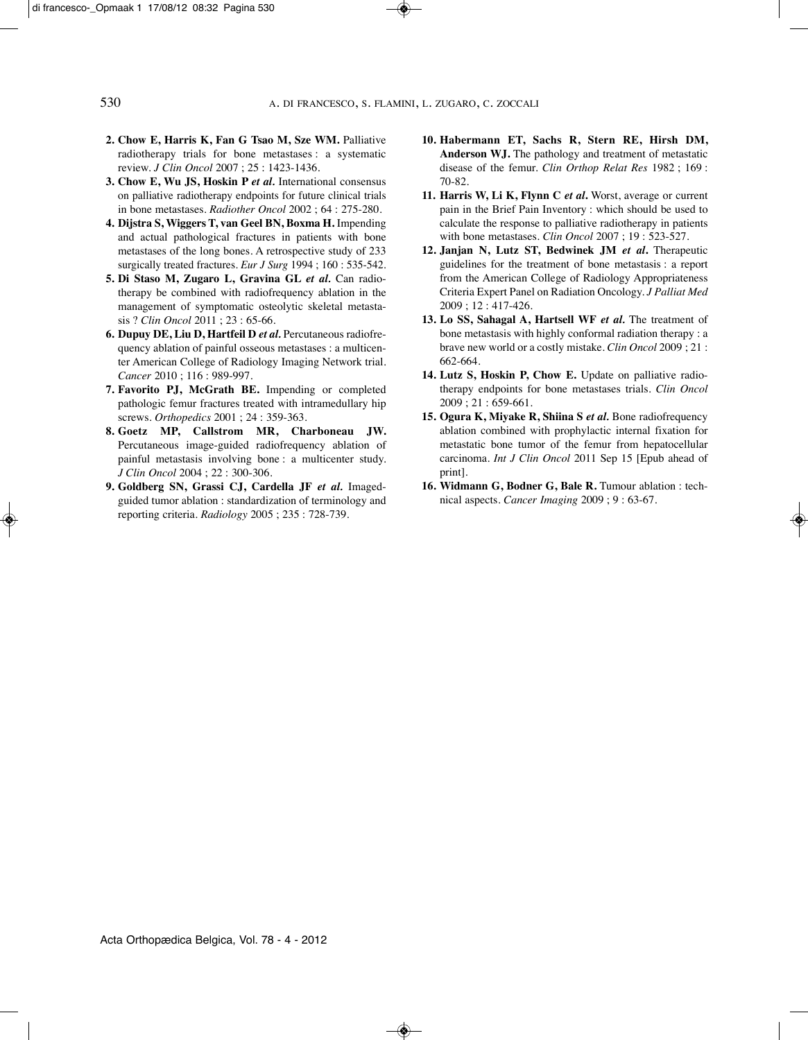2. **Chow E, Harris K, Fan G Tsao M, Sze WM.** Palliative radiotherapy trials for bone metastases : a systematic review. *J Clin Oncol* 2007 ; 25 : 1423-1436.
3. **Chow E, Wu JS, Hoskin P *et al.*** International consensus on palliative radiotherapy endpoints for future clinical trials in bone metastases. *Radiother Oncol* 2002 ; 64 : 275-280.
4. **Dijstra S, Wiggers T, van Geel BN, Boxma H.** Impending and actual pathological fractures in patients with bone metastases of the long bones. A retrospective study of 233 surgically treated fractures. *Eur J Surg* 1994 ; 160 : 535-542.
5. **Di Staso M, Zugaro L, Gravina GL *et al.*** Can radiotherapy be combined with radiofrequency ablation in the management of symptomatic osteolytic skeletal metastasis ? *Clin Oncol* 2011 ; 23 : 65-66.
6. **Dupuy DE, Liu D, Hartfeil D *et al.*** Percutaneous radiofrequency ablation of painful osseous metastases : a multicenter American College of Radiology Imaging Network trial. *Cancer* 2010 ; 116 : 989-997.
7. **Favorito PJ, McGrath BE.** Impending or completed pathologic femur fractures treated with intramedullary hip screws. *Orthopedics* 2001 ; 24 : 359-363.
8. **Goetz MP, Callstrom MR, Charboneau JW.** Percutaneous image-guided radiofrequency ablation of painful metastasis involving bone : a multicenter study. *J Clin Oncol* 2004 ; 22 : 300-306.
9. **Goldberg SN, Grassi CJ, Cardella JF *et al.*** Imaged-guided tumor ablation : standardization of terminology and reporting criteria. *Radiology* 2005 ; 235 : 728-739.
10. **Habermann ET, Sachs R, Stern RE, Hirsh DM, Anderson WJ.** The pathology and treatment of metastatic disease of the femur. *Clin Orthop Relat Res* 1982 ; 169 : 70-82.
11. **Harris W, Li K, Flynn C *et al.*** Worst, average or current pain in the Brief Pain Inventory : which should be used to calculate the response to palliative radiotherapy in patients with bone metastases. *Clin Oncol* 2007 ; 19 : 523-527.
12. **Janjan N, Lutz ST, Bedwinek JM *et al.*** Therapeutic guidelines for the treatment of bone metastasis : a report from the American College of Radiology Appropriateness Criteria Expert Panel on Radiation Oncology. *J Palliat Med* 2009 ; 12 : 417-426.
13. **Lo SS, Sahagal A, Hartsell WF *et al.*** The treatment of bone metastasis with highly conformal radiation therapy : a brave new world or a costly mistake. *Clin Oncol* 2009 ; 21 : 662-664.
14. **Lutz S, Hoskin P, Chow E.** Update on palliative radiotherapy endpoints for bone metastases trials. *Clin Oncol* 2009 ; 21 : 659-661.
15. **Ogura K, Miyake R, Shiina S *et al.*** Bone radiofrequency ablation combined with prophylactic internal fixation for metastatic bone tumor of the femur from hepatocellular carcinoma. *Int J Clin Oncol* 2011 Sep 15 [Epub ahead of print].
16. **Widmann G, Bodner G, Bale R.** Tumour ablation : technical aspects. *Cancer Imaging* 2009 ; 9 : 63-67.